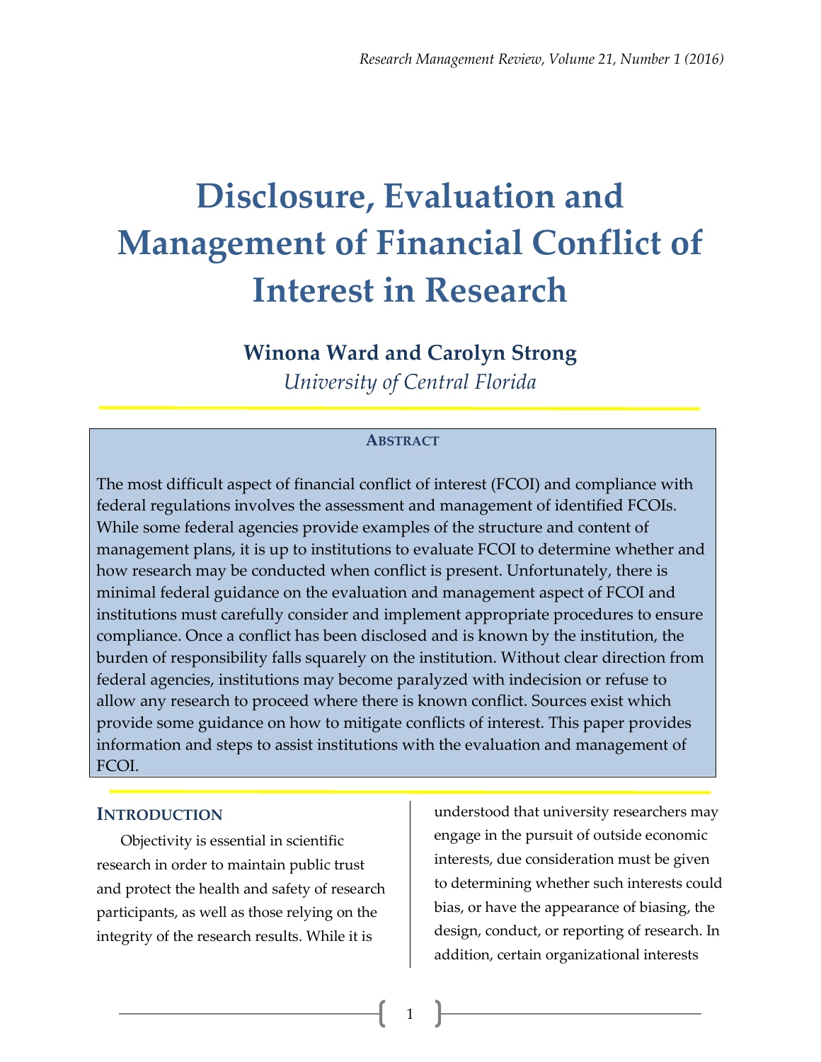# Disclosure, Evaluation and Management of Financial Conflict of Interest in Research

**Winona Ward and Carolyn Strong**

*University of Central Florida*

## Abstract

The most difficult aspect of financial conflict of interest (FCOI) and compliance with federal regulations involves the assessment and management of identified FCOIs. While some federal agencies provide examples of the structure and content of management plans, it is up to institutions to evaluate FCOI to determine whether and how research may be conducted when conflict is present. Unfortunately, there is minimal federal guidance on the evaluation and management aspect of FCOI and institutions must carefully consider and implement appropriate procedures to ensure compliance. Once a conflict has been disclosed and is known by the institution, the burden of responsibility falls squarely on the institution. Without clear direction from federal agencies, institutions may become paralyzed with indecision or refuse to allow any research to proceed where there is known conflict. Sources exist which provide some guidance on how to mitigate conflicts of interest. This paper provides information and steps to assist institutions with the evaluation and management of FCOI.

## Introduction

Objectivity is essential in scientific research in order to maintain public trust and protect the health and safety of research participants, as well as those relying on the integrity of the research results. While it is understood that university researchers may engage in the pursuit of outside economic interests, due consideration must be given to determining whether such interests could bias, or have the appearance of biasing, the design, conduct, or reporting of research. In addition, certain organizational interests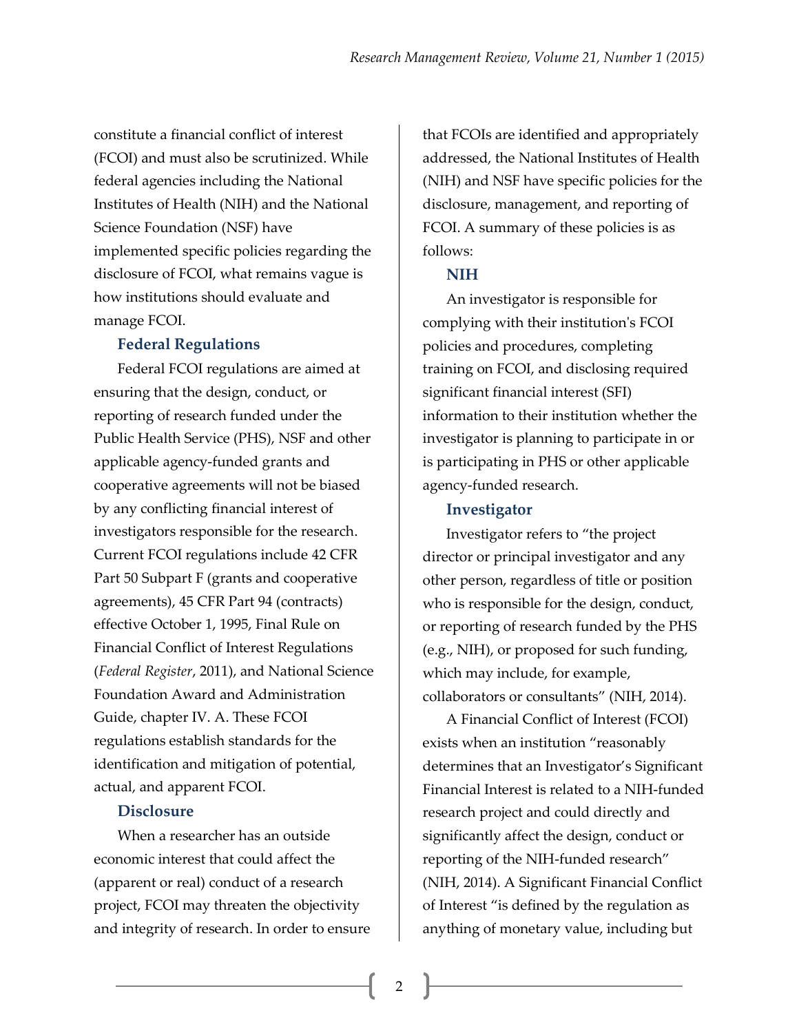constitute a financial conflict of interest (FCOI) and must also be scrutinized. While federal agencies including the National Institutes of Health (NIH) and the National Science Foundation (NSF) have implemented specific policies regarding the disclosure of FCOI, what remains vague is how institutions should evaluate and manage FCOI.

## Federal Regulations

Federal FCOI regulations are aimed at ensuring that the design, conduct, or reporting of research funded under the Public Health Service (PHS), NSF and other applicable agency-funded grants and cooperative agreements will not be biased by any conflicting financial interest of investigators responsible for the research. Current FCOI regulations include 42 CFR Part 50 Subpart F (grants and cooperative agreements), 45 CFR Part 94 (contracts) effective October 1, 1995, Final Rule on Financial Conflict of Interest Regulations (*Federal Register*, 2011), and National Science Foundation Award and Administration Guide, chapter IV. A. These FCOI regulations establish standards for the identification and mitigation of potential, actual, and apparent FCOI.

## Disclosure

When a researcher has an outside economic interest that could affect the (apparent or real) conduct of a research project, FCOI may threaten the objectivity and integrity of research. In order to ensure that FCOIs are identified and appropriately addressed, the National Institutes of Health (NIH) and NSF have specific policies for the disclosure, management, and reporting of FCOI. A summary of these policies is as follows:

## NIH

An investigator is responsible for complying with their institution's FCOI policies and procedures, completing training on FCOI, and disclosing required significant financial interest (SFI) information to their institution whether the investigator is planning to participate in or is participating in PHS or other applicable agency-funded research.

## Investigator

Investigator refers to "the project director or principal investigator and any other person, regardless of title or position who is responsible for the design, conduct, or reporting of research funded by the PHS (e.g., NIH), or proposed for such funding, which may include, for example, collaborators or consultants" (NIH, 2014).

A Financial Conflict of Interest (FCOI) exists when an institution "reasonably determines that an Investigator's Significant Financial Interest is related to a NIH-funded research project and could directly and significantly affect the design, conduct or reporting of the NIH-funded research" (NIH, 2014). A Significant Financial Conflict of Interest "is defined by the regulation as anything of monetary value, including but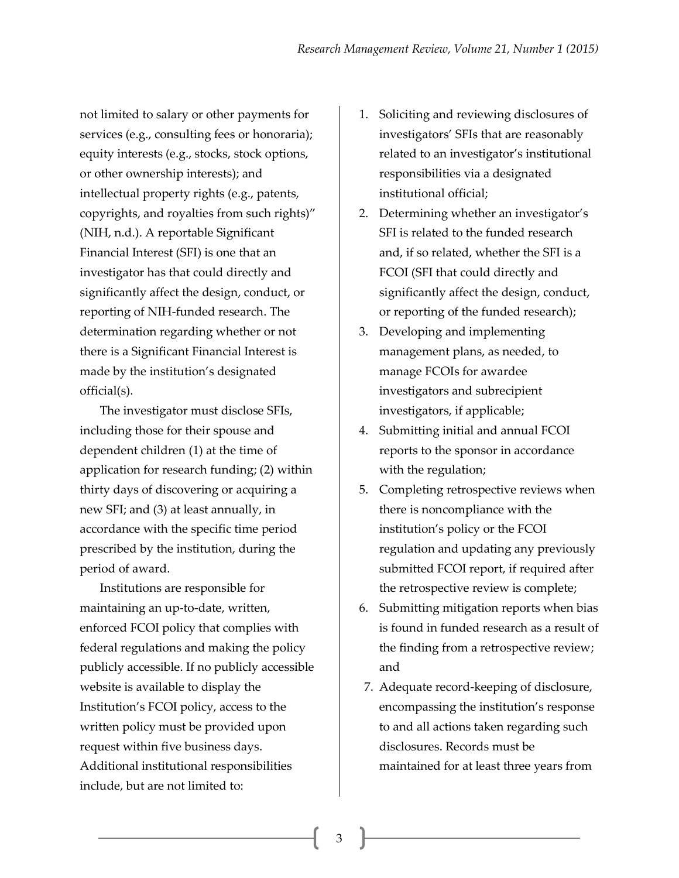not limited to salary or other payments for services (e.g., consulting fees or honoraria); equity interests (e.g., stocks, stock options, or other ownership interests); and intellectual property rights (e.g., patents, copyrights, and royalties from such rights)" (NIH, n.d.). A reportable Significant Financial Interest (SFI) is one that an investigator has that could directly and significantly affect the design, conduct, or reporting of NIH-funded research. The determination regarding whether or not there is a Significant Financial Interest is made by the institution's designated official(s).

The investigator must disclose SFIs, including those for their spouse and dependent children (1) at the time of application for research funding; (2) within thirty days of discovering or acquiring a new SFI; and (3) at least annually, in accordance with the specific time period prescribed by the institution, during the period of award.

Institutions are responsible for maintaining an up-to-date, written, enforced FCOI policy that complies with federal regulations and making the policy publicly accessible. If no publicly accessible website is available to display the Institution's FCOI policy, access to the written policy must be provided upon request within five business days. Additional institutional responsibilities include, but are not limited to:

1. Soliciting and reviewing disclosures of investigators' SFIs that are reasonably related to an investigator's institutional responsibilities via a designated institutional official;
2. Determining whether an investigator's SFI is related to the funded research and, if so related, whether the SFI is a FCOI (SFI that could directly and significantly affect the design, conduct, or reporting of the funded research);
3. Developing and implementing management plans, as needed, to manage FCOIs for awardee investigators and subrecipient investigators, if applicable;
4. Submitting initial and annual FCOI reports to the sponsor in accordance with the regulation;
5. Completing retrospective reviews when there is noncompliance with the institution's policy or the FCOI regulation and updating any previously submitted FCOI report, if required after the retrospective review is complete;
6. Submitting mitigation reports when bias is found in funded research as a result of the finding from a retrospective review; and
7. Adequate record-keeping of disclosure, encompassing the institution's response to and all actions taken regarding such disclosures. Records must be maintained for at least three years from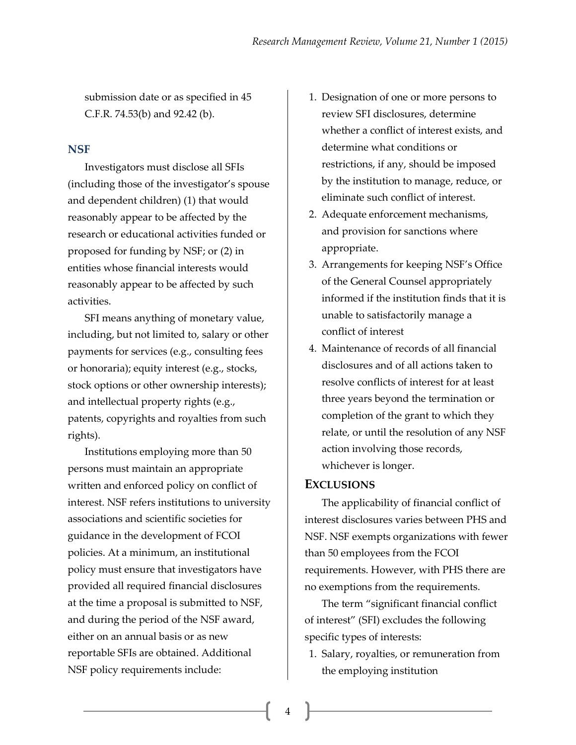submission date or as specified in 45 C.F.R. 74.53(b) and 92.42 (b).

### NSF

Investigators must disclose all SFIs (including those of the investigator's spouse and dependent children) (1) that would reasonably appear to be affected by the research or educational activities funded or proposed for funding by NSF; or (2) in entities whose financial interests would reasonably appear to be affected by such activities.

SFI means anything of monetary value, including, but not limited to, salary or other payments for services (e.g., consulting fees or honoraria); equity interest (e.g., stocks, stock options or other ownership interests); and intellectual property rights (e.g., patents, copyrights and royalties from such rights).

Institutions employing more than 50 persons must maintain an appropriate written and enforced policy on conflict of interest. NSF refers institutions to university associations and scientific societies for guidance in the development of FCOI policies. At a minimum, an institutional policy must ensure that investigators have provided all required financial disclosures at the time a proposal is submitted to NSF, and during the period of the NSF award, either on an annual basis or as new reportable SFIs are obtained. Additional NSF policy requirements include:

1. Designation of one or more persons to review SFI disclosures, determine whether a conflict of interest exists, and determine what conditions or restrictions, if any, should be imposed by the institution to manage, reduce, or eliminate such conflict of interest.
2. Adequate enforcement mechanisms, and provision for sanctions where appropriate.
3. Arrangements for keeping NSF's Office of the General Counsel appropriately informed if the institution finds that it is unable to satisfactorily manage a conflict of interest
4. Maintenance of records of all financial disclosures and of all actions taken to resolve conflicts of interest for at least three years beyond the termination or completion of the grant to which they relate, or until the resolution of any NSF action involving those records, whichever is longer.

## Exclusions

The applicability of financial conflict of interest disclosures varies between PHS and NSF. NSF exempts organizations with fewer than 50 employees from the FCOI requirements. However, with PHS there are no exemptions from the requirements.

The term "significant financial conflict of interest" (SFI) excludes the following specific types of interests:

1. Salary, royalties, or remuneration from the employing institution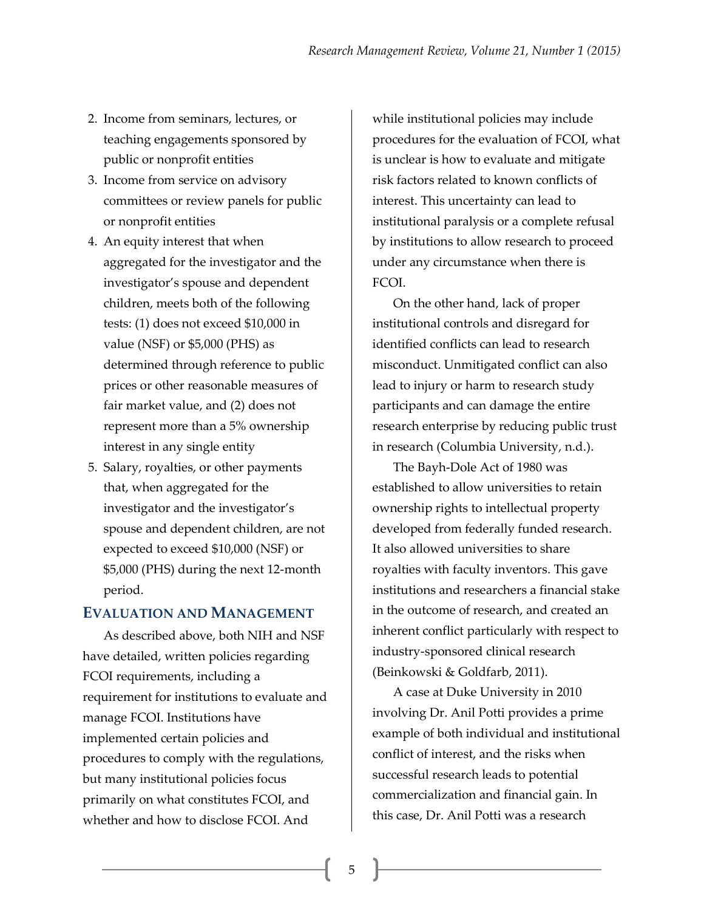2. Income from seminars, lectures, or teaching engagements sponsored by public or nonprofit entities
3. Income from service on advisory committees or review panels for public or nonprofit entities
4. An equity interest that when aggregated for the investigator and the investigator's spouse and dependent children, meets both of the following tests: (1) does not exceed $10,000 in value (NSF) or $5,000 (PHS) as determined through reference to public prices or other reasonable measures of fair market value, and (2) does not represent more than a 5% ownership interest in any single entity
5. Salary, royalties, or other payments that, when aggregated for the investigator and the investigator's spouse and dependent children, are not expected to exceed $10,000 (NSF) or $5,000 (PHS) during the next 12-month period.

## Evaluation and Management

As described above, both NIH and NSF have detailed, written policies regarding FCOI requirements, including a requirement for institutions to evaluate and manage FCOI. Institutions have implemented certain policies and procedures to comply with the regulations, but many institutional policies focus primarily on what constitutes FCOI, and whether and how to disclose FCOI. And while institutional policies may include procedures for the evaluation of FCOI, what is unclear is how to evaluate and mitigate risk factors related to known conflicts of interest. This uncertainty can lead to institutional paralysis or a complete refusal by institutions to allow research to proceed under any circumstance when there is FCOI.

On the other hand, lack of proper institutional controls and disregard for identified conflicts can lead to research misconduct. Unmitigated conflict can also lead to injury or harm to research study participants and can damage the entire research enterprise by reducing public trust in research (Columbia University, n.d.).

The Bayh-Dole Act of 1980 was established to allow universities to retain ownership rights to intellectual property developed from federally funded research. It also allowed universities to share royalties with faculty inventors. This gave institutions and researchers a financial stake in the outcome of research, and created an inherent conflict particularly with respect to industry-sponsored clinical research (Beinkowski & Goldfarb, 2011).

A case at Duke University in 2010 involving Dr. Anil Potti provides a prime example of both individual and institutional conflict of interest, and the risks when successful research leads to potential commercialization and financial gain. In this case, Dr. Anil Potti was a research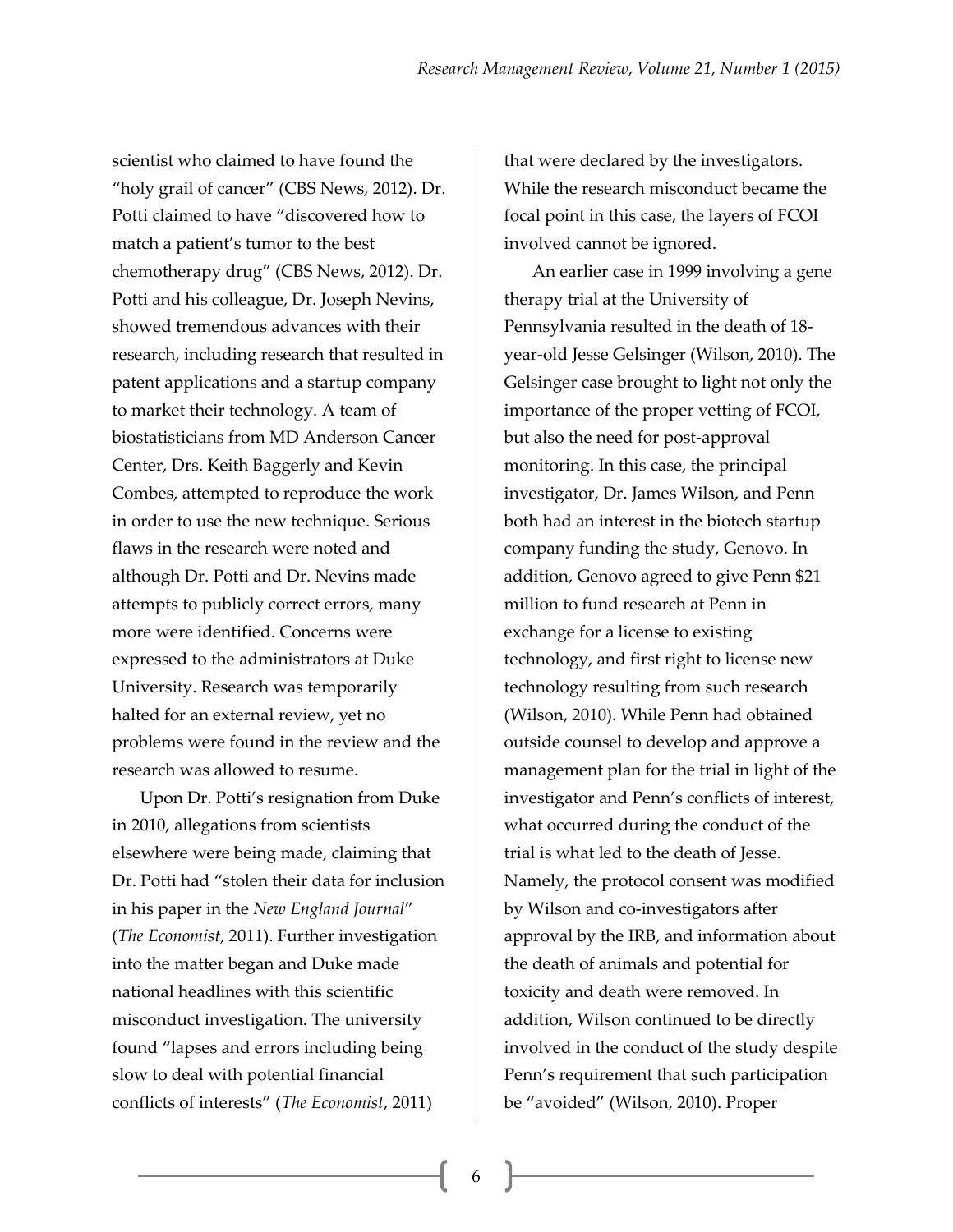scientist who claimed to have found the "holy grail of cancer" (CBS News, 2012). Dr. Potti claimed to have "discovered how to match a patient's tumor to the best chemotherapy drug" (CBS News, 2012). Dr. Potti and his colleague, Dr. Joseph Nevins, showed tremendous advances with their research, including research that resulted in patent applications and a startup company to market their technology. A team of biostatisticians from MD Anderson Cancer Center, Drs. Keith Baggerly and Kevin Combes, attempted to reproduce the work in order to use the new technique. Serious flaws in the research were noted and although Dr. Potti and Dr. Nevins made attempts to publicly correct errors, many more were identified. Concerns were expressed to the administrators at Duke University. Research was temporarily halted for an external review, yet no problems were found in the review and the research was allowed to resume.

Upon Dr. Potti's resignation from Duke in 2010, allegations from scientists elsewhere were being made, claiming that Dr. Potti had "stolen their data for inclusion in his paper in the *New England Journal*" (*The Economist*, 2011). Further investigation into the matter began and Duke made national headlines with this scientific misconduct investigation. The university found "lapses and errors including being slow to deal with potential financial conflicts of interests" (*The Economist*, 2011) that were declared by the investigators. While the research misconduct became the focal point in this case, the layers of FCOI involved cannot be ignored.

An earlier case in 1999 involving a gene therapy trial at the University of Pennsylvania resulted in the death of 18-year-old Jesse Gelsinger (Wilson, 2010). The Gelsinger case brought to light not only the importance of the proper vetting of FCOI, but also the need for post-approval monitoring. In this case, the principal investigator, Dr. James Wilson, and Penn both had an interest in the biotech startup company funding the study, Genovo. In addition, Genovo agreed to give Penn $21 million to fund research at Penn in exchange for a license to existing technology, and first right to license new technology resulting from such research (Wilson, 2010). While Penn had obtained outside counsel to develop and approve a management plan for the trial in light of the investigator and Penn's conflicts of interest, what occurred during the conduct of the trial is what led to the death of Jesse. Namely, the protocol consent was modified by Wilson and co-investigators after approval by the IRB, and information about the death of animals and potential for toxicity and death were removed. In addition, Wilson continued to be directly involved in the conduct of the study despite Penn's requirement that such participation be "avoided" (Wilson, 2010). Proper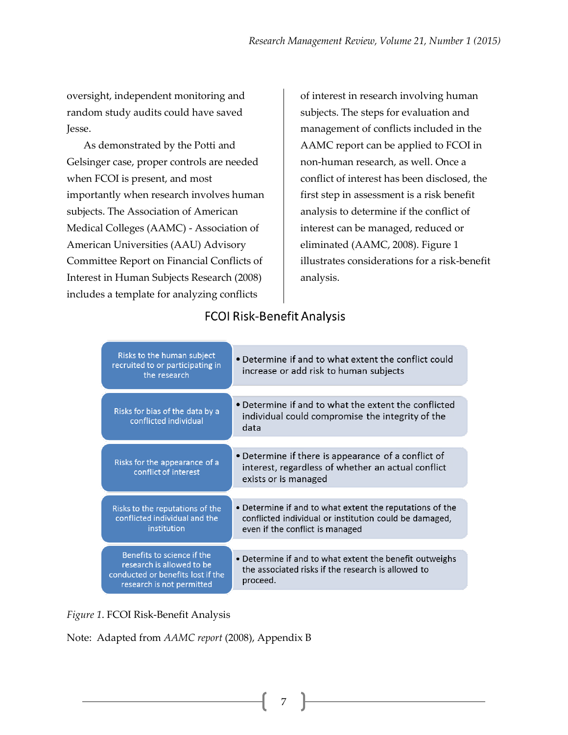oversight, independent monitoring and random study audits could have saved Jesse.

As demonstrated by the Potti and Gelsinger case, proper controls are needed when FCOI is present, and most importantly when research involves human subjects. The Association of American Medical Colleges (AAMC) - Association of American Universities (AAU) Advisory Committee Report on Financial Conflicts of Interest in Human Subjects Research (2008) includes a template for analyzing conflicts of interest in research involving human subjects. The steps for evaluation and management of conflicts included in the AAMC report can be applied to FCOI in non-human research, as well. Once a conflict of interest has been disclosed, the first step in assessment is a risk benefit analysis to determine if the conflict of interest can be managed, reduced or eliminated (AAMC, 2008). Figure 1 illustrates considerations for a risk-benefit analysis.

**FCOI Risk-Benefit Analysis**

| | |
|---|---|
| Risks to the human subject recruited to or participating in the research | • Determine if and to what extent the conflict could increase or add risk to human subjects |
| Risks for bias of the data by a conflicted individual | • Determine if and to what the extent the conflicted individual could compromise the integrity of the data |
| Risks for the appearance of a conflict of interest | • Determine if there is appearance of a conflict of interest, regardless of whether an actual conflict exists or is managed |
| Risks to the reputations of the conflicted individual and the institution | • Determine if and to what extent the reputations of the conflicted individual or institution could be damaged, even if the conflict is managed |
| Benefits to science if the research is allowed to be conducted or benefits lost if the research is not permitted | • Determine if and to what extent the benefit outweighs the associated risks if the research is allowed to proceed. |

*Figure 1.* FCOI Risk-Benefit Analysis

Note: Adapted from *AAMC report* (2008), Appendix B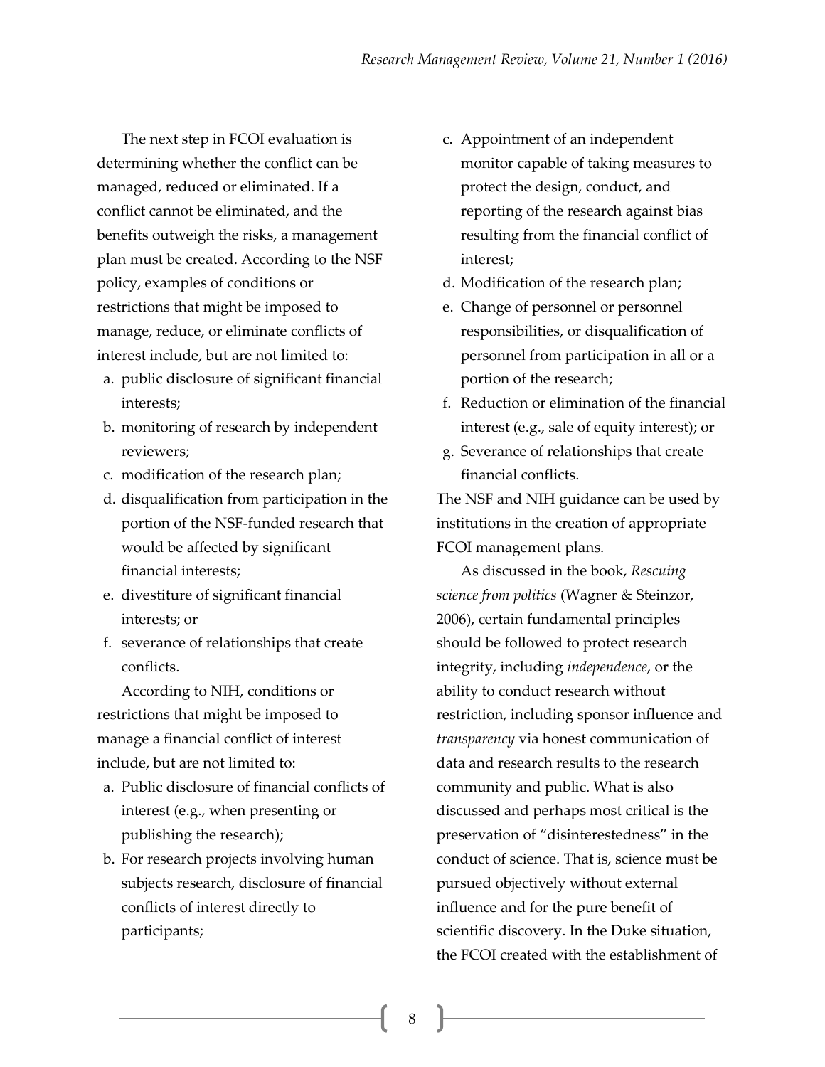The next step in FCOI evaluation is determining whether the conflict can be managed, reduced or eliminated. If a conflict cannot be eliminated, and the benefits outweigh the risks, a management plan must be created. According to the NSF policy, examples of conditions or restrictions that might be imposed to manage, reduce, or eliminate conflicts of interest include, but are not limited to:

a. public disclosure of significant financial interests;
b. monitoring of research by independent reviewers;
c. modification of the research plan;
d. disqualification from participation in the portion of the NSF-funded research that would be affected by significant financial interests;
e. divestiture of significant financial interests; or
f. severance of relationships that create conflicts.

According to NIH, conditions or restrictions that might be imposed to manage a financial conflict of interest include, but are not limited to:

a. Public disclosure of financial conflicts of interest (e.g., when presenting or publishing the research);
b. For research projects involving human subjects research, disclosure of financial conflicts of interest directly to participants;
c. Appointment of an independent monitor capable of taking measures to protect the design, conduct, and reporting of the research against bias resulting from the financial conflict of interest;
d. Modification of the research plan;
e. Change of personnel or personnel responsibilities, or disqualification of personnel from participation in all or a portion of the research;
f. Reduction or elimination of the financial interest (e.g., sale of equity interest); or
g. Severance of relationships that create financial conflicts.

The NSF and NIH guidance can be used by institutions in the creation of appropriate FCOI management plans.

As discussed in the book, *Rescuing science from politics* (Wagner & Steinzor, 2006), certain fundamental principles should be followed to protect research integrity, including *independence*, or the ability to conduct research without restriction, including sponsor influence and *transparency* via honest communication of data and research results to the research community and public. What is also discussed and perhaps most critical is the preservation of "disinterestedness" in the conduct of science. That is, science must be pursued objectively without external influence and for the pure benefit of scientific discovery. In the Duke situation, the FCOI created with the establishment of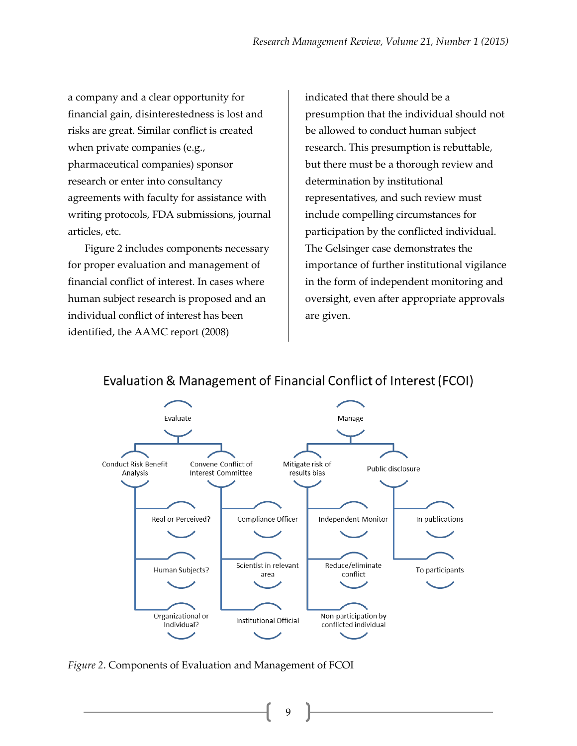a company and a clear opportunity for financial gain, disinterestedness is lost and risks are great. Similar conflict is created when private companies (e.g., pharmaceutical companies) sponsor research or enter into consultancy agreements with faculty for assistance with writing protocols, FDA submissions, journal articles, etc.

Figure 2 includes components necessary for proper evaluation and management of financial conflict of interest. In cases where human subject research is proposed and an individual conflict of interest has been identified, the AAMC report (2008) indicated that there should be a presumption that the individual should not be allowed to conduct human subject research. This presumption is rebuttable, but there must be a thorough review and determination by institutional representatives, and such review must include compelling circumstances for participation by the conflicted individual. The Gelsinger case demonstrates the importance of further institutional vigilance in the form of independent monitoring and oversight, even after appropriate approvals are given.

**Evaluation & Management of Financial Conflict of Interest (FCOI)**

- Evaluate
  - Conduct Risk Benefit Analysis
    - Real or Perceived?
    - Human Subjects?
    - Organizational or Individual?
  - Convene Conflict of Interest Committee
    - Compliance Officer
    - Scientist in relevant area
    - Institutional Official
- Manage
  - Mitigate risk of results bias
    - Independent Monitor
    - Reduce/eliminate conflict
    - Non-participation by conflicted individual
  - Public disclosure
    - In publications
    - To participants

*Figure 2*. Components of Evaluation and Management of FCOI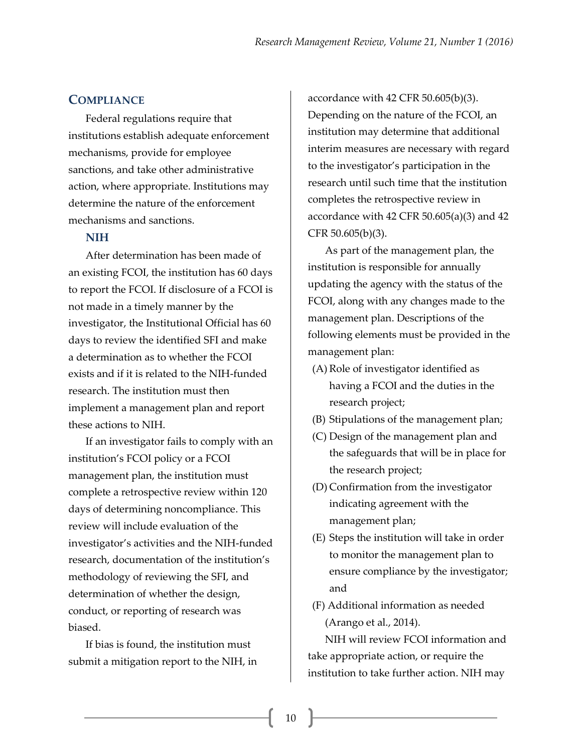## COMPLIANCE

Federal regulations require that institutions establish adequate enforcement mechanisms, provide for employee sanctions, and take other administrative action, where appropriate. Institutions may determine the nature of the enforcement mechanisms and sanctions.

### NIH

After determination has been made of an existing FCOI, the institution has 60 days to report the FCOI. If disclosure of a FCOI is not made in a timely manner by the investigator, the Institutional Official has 60 days to review the identified SFI and make a determination as to whether the FCOI exists and if it is related to the NIH-funded research. The institution must then implement a management plan and report these actions to NIH.

If an investigator fails to comply with an institution's FCOI policy or a FCOI management plan, the institution must complete a retrospective review within 120 days of determining noncompliance. This review will include evaluation of the investigator's activities and the NIH-funded research, documentation of the institution's methodology of reviewing the SFI, and determination of whether the design, conduct, or reporting of research was biased.

If bias is found, the institution must submit a mitigation report to the NIH, in accordance with 42 CFR 50.605(b)(3). Depending on the nature of the FCOI, an institution may determine that additional interim measures are necessary with regard to the investigator's participation in the research until such time that the institution completes the retrospective review in accordance with 42 CFR 50.605(a)(3) and 42 CFR 50.605(b)(3).

As part of the management plan, the institution is responsible for annually updating the agency with the status of the FCOI, along with any changes made to the management plan. Descriptions of the following elements must be provided in the management plan:

(A) Role of investigator identified as having a FCOI and the duties in the research project;
(B) Stipulations of the management plan;
(C) Design of the management plan and the safeguards that will be in place for the research project;
(D) Confirmation from the investigator indicating agreement with the management plan;
(E) Steps the institution will take in order to monitor the management plan to ensure compliance by the investigator; and
(F) Additional information as needed (Arango et al., 2014).

NIH will review FCOI information and take appropriate action, or require the institution to take further action. NIH may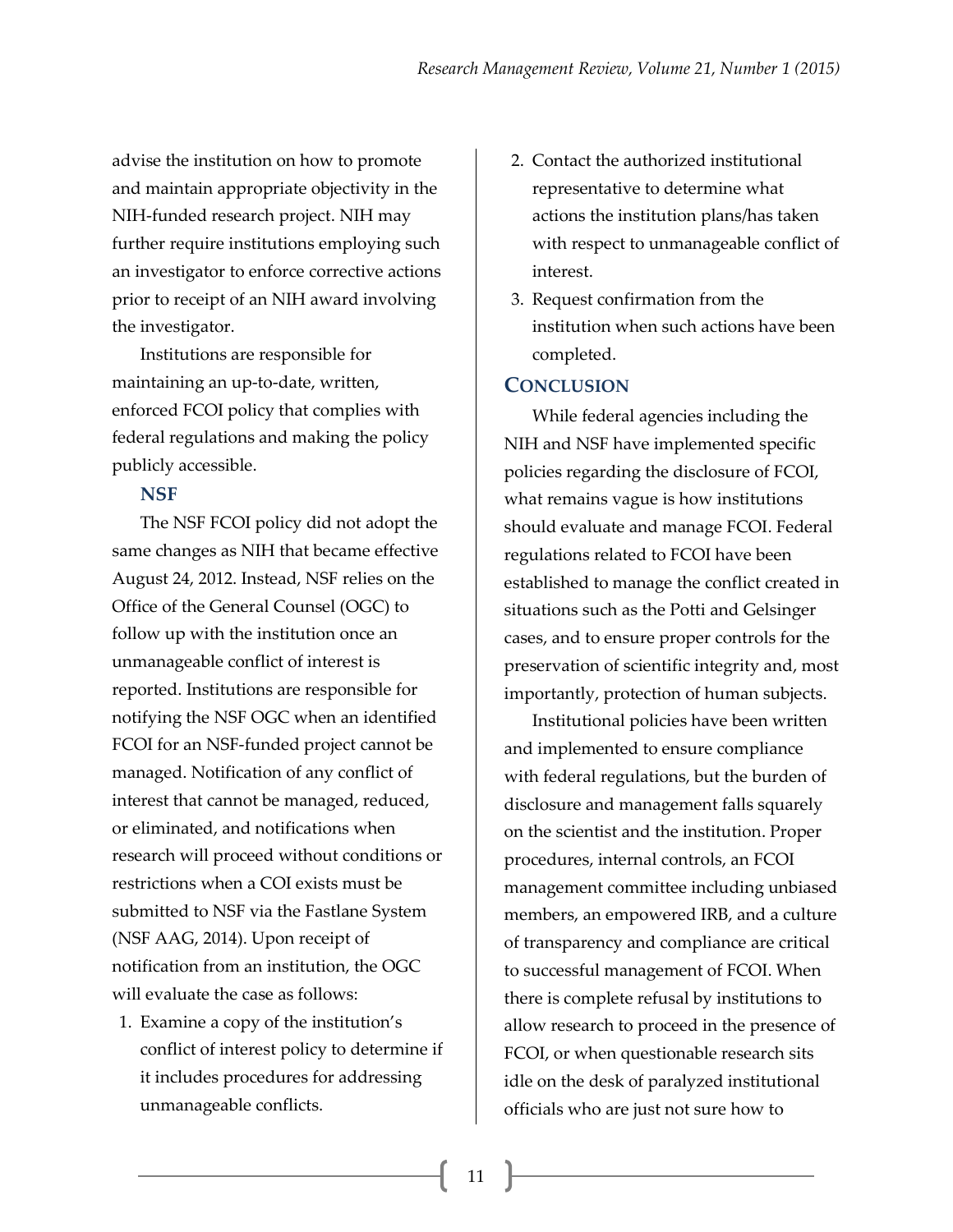advise the institution on how to promote and maintain appropriate objectivity in the NIH-funded research project. NIH may further require institutions employing such an investigator to enforce corrective actions prior to receipt of an NIH award involving the investigator.

Institutions are responsible for maintaining an up-to-date, written, enforced FCOI policy that complies with federal regulations and making the policy publicly accessible.

### NSF

The NSF FCOI policy did not adopt the same changes as NIH that became effective August 24, 2012. Instead, NSF relies on the Office of the General Counsel (OGC) to follow up with the institution once an unmanageable conflict of interest is reported. Institutions are responsible for notifying the NSF OGC when an identified FCOI for an NSF-funded project cannot be managed. Notification of any conflict of interest that cannot be managed, reduced, or eliminated, and notifications when research will proceed without conditions or restrictions when a COI exists must be submitted to NSF via the Fastlane System (NSF AAG, 2014). Upon receipt of notification from an institution, the OGC will evaluate the case as follows:

1. Examine a copy of the institution's conflict of interest policy to determine if it includes procedures for addressing unmanageable conflicts.
2. Contact the authorized institutional representative to determine what actions the institution plans/has taken with respect to unmanageable conflict of interest.
3. Request confirmation from the institution when such actions have been completed.

## Conclusion

While federal agencies including the NIH and NSF have implemented specific policies regarding the disclosure of FCOI, what remains vague is how institutions should evaluate and manage FCOI. Federal regulations related to FCOI have been established to manage the conflict created in situations such as the Potti and Gelsinger cases, and to ensure proper controls for the preservation of scientific integrity and, most importantly, protection of human subjects.

Institutional policies have been written and implemented to ensure compliance with federal regulations, but the burden of disclosure and management falls squarely on the scientist and the institution. Proper procedures, internal controls, an FCOI management committee including unbiased members, an empowered IRB, and a culture of transparency and compliance are critical to successful management of FCOI. When there is complete refusal by institutions to allow research to proceed in the presence of FCOI, or when questionable research sits idle on the desk of paralyzed institutional officials who are just not sure how to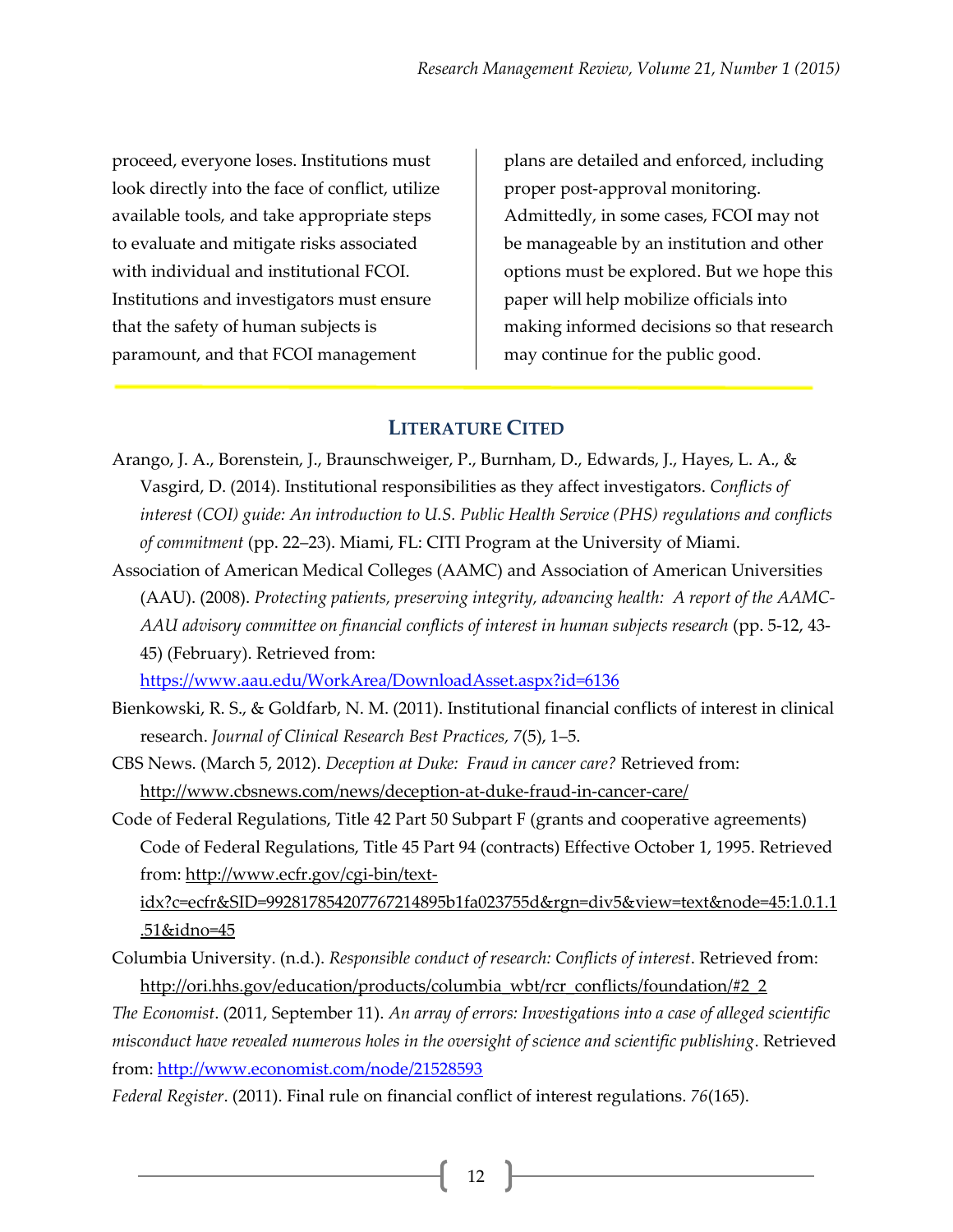proceed, everyone loses. Institutions must look directly into the face of conflict, utilize available tools, and take appropriate steps to evaluate and mitigate risks associated with individual and institutional FCOI. Institutions and investigators must ensure that the safety of human subjects is paramount, and that FCOI management plans are detailed and enforced, including proper post-approval monitoring. Admittedly, in some cases, FCOI may not be manageable by an institution and other options must be explored. But we hope this paper will help mobilize officials into making informed decisions so that research may continue for the public good.

## LITERATURE CITED

Arango, J. A., Borenstein, J., Braunschweiger, P., Burnham, D., Edwards, J., Hayes, L. A., & Vasgird, D. (2014). Institutional responsibilities as they affect investigators. *Conflicts of interest (COI) guide: An introduction to U.S. Public Health Service (PHS) regulations and conflicts of commitment* (pp. 22–23). Miami, FL: CITI Program at the University of Miami.

Association of American Medical Colleges (AAMC) and Association of American Universities (AAU). (2008). *Protecting patients, preserving integrity, advancing health: A report of the AAMC-AAU advisory committee on financial conflicts of interest in human subjects research* (pp. 5-12, 43-45) (February). Retrieved from: https://www.aau.edu/WorkArea/DownloadAsset.aspx?id=6136

Bienkowski, R. S., & Goldfarb, N. M. (2011). Institutional financial conflicts of interest in clinical research. *Journal of Clinical Research Best Practices, 7*(5), 1–5.

CBS News. (March 5, 2012). *Deception at Duke: Fraud in cancer care?* Retrieved from: http://www.cbsnews.com/news/deception-at-duke-fraud-in-cancer-care/

Code of Federal Regulations, Title 42 Part 50 Subpart F (grants and cooperative agreements) Code of Federal Regulations, Title 45 Part 94 (contracts) Effective October 1, 1995. Retrieved from: http://www.ecfr.gov/cgi-bin/text-idx?c=ecfr&SID=992817854207767214895b1fa023755d&rgn=div5&view=text&node=45:1.0.1.1.51&idno=45

Columbia University. (n.d.). *Responsible conduct of research: Conflicts of interest*. Retrieved from: http://ori.hhs.gov/education/products/columbia_wbt/rcr_conflicts/foundation/#2_2

*The Economist*. (2011, September 11). *An array of errors: Investigations into a case of alleged scientific misconduct have revealed numerous holes in the oversight of science and scientific publishing*. Retrieved from: http://www.economist.com/node/21528593

*Federal Register*. (2011). Final rule on financial conflict of interest regulations. *76*(165).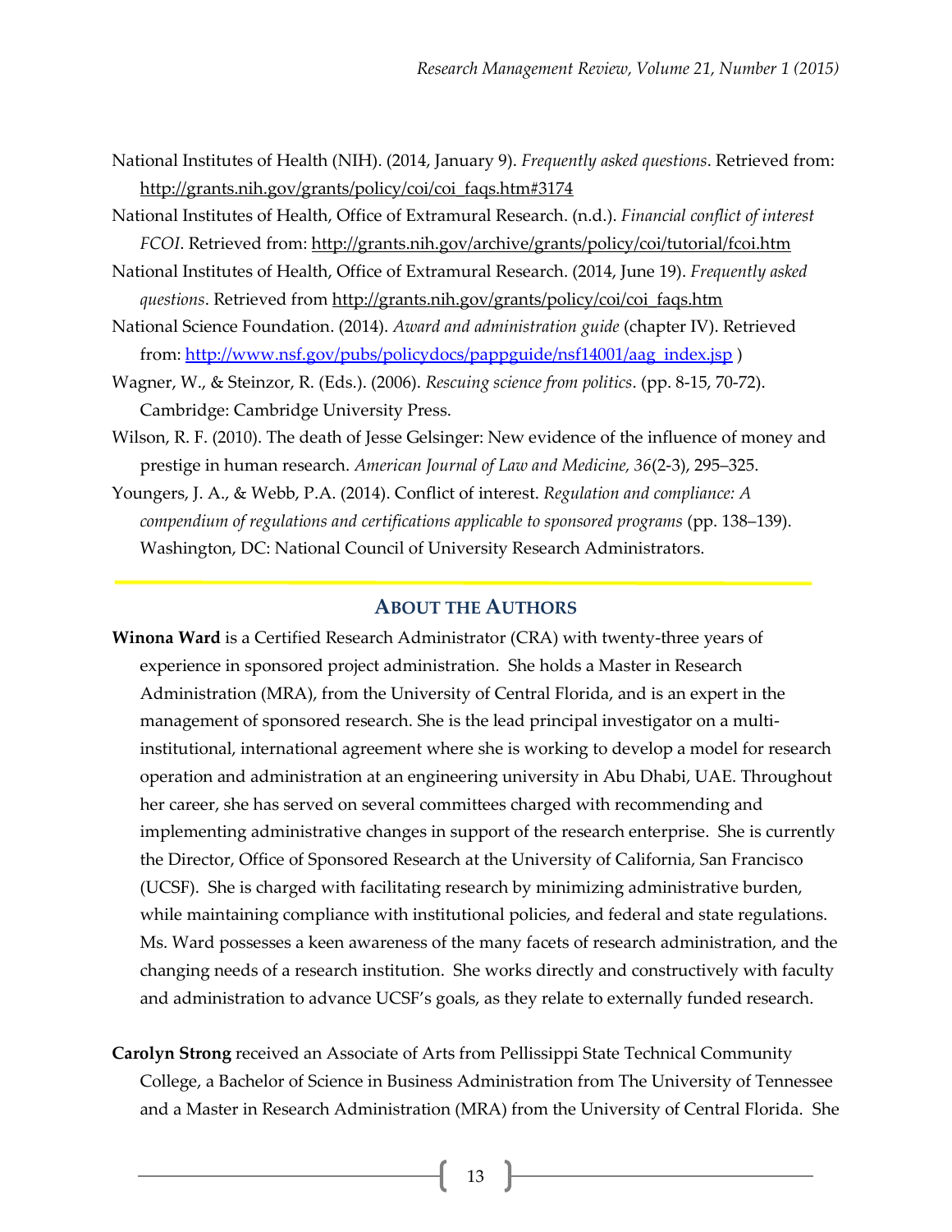National Institutes of Health (NIH). (2014, January 9). *Frequently asked questions*. Retrieved from: http://grants.nih.gov/grants/policy/coi/coi_faqs.htm#3174

National Institutes of Health, Office of Extramural Research. (n.d.). *Financial conflict of interest FCOI*. Retrieved from: http://grants.nih.gov/archive/grants/policy/coi/tutorial/fcoi.htm

National Institutes of Health, Office of Extramural Research. (2014, June 19). *Frequently asked questions*. Retrieved from http://grants.nih.gov/grants/policy/coi/coi_faqs.htm

National Science Foundation. (2014). *Award and administration guide* (chapter IV). Retrieved from: http://www.nsf.gov/pubs/policydocs/pappguide/nsf14001/aag_index.jsp )

Wagner, W., & Steinzor, R. (Eds.). (2006). *Rescuing science from politics*. (pp. 8-15, 70-72). Cambridge: Cambridge University Press.

Wilson, R. F. (2010). The death of Jesse Gelsinger: New evidence of the influence of money and prestige in human research. *American Journal of Law and Medicine, 36*(2-3), 295–325.

Youngers, J. A., & Webb, P.A. (2014). Conflict of interest. *Regulation and compliance: A compendium of regulations and certifications applicable to sponsored programs* (pp. 138–139). Washington, DC: National Council of University Research Administrators.

## About the Authors

**Winona Ward** is a Certified Research Administrator (CRA) with twenty-three years of experience in sponsored project administration. She holds a Master in Research Administration (MRA), from the University of Central Florida, and is an expert in the management of sponsored research. She is the lead principal investigator on a multi-institutional, international agreement where she is working to develop a model for research operation and administration at an engineering university in Abu Dhabi, UAE. Throughout her career, she has served on several committees charged with recommending and implementing administrative changes in support of the research enterprise. She is currently the Director, Office of Sponsored Research at the University of California, San Francisco (UCSF). She is charged with facilitating research by minimizing administrative burden, while maintaining compliance with institutional policies, and federal and state regulations. Ms. Ward possesses a keen awareness of the many facets of research administration, and the changing needs of a research institution. She works directly and constructively with faculty and administration to advance UCSF's goals, as they relate to externally funded research.

**Carolyn Strong** received an Associate of Arts from Pellissippi State Technical Community College, a Bachelor of Science in Business Administration from The University of Tennessee and a Master in Research Administration (MRA) from the University of Central Florida. She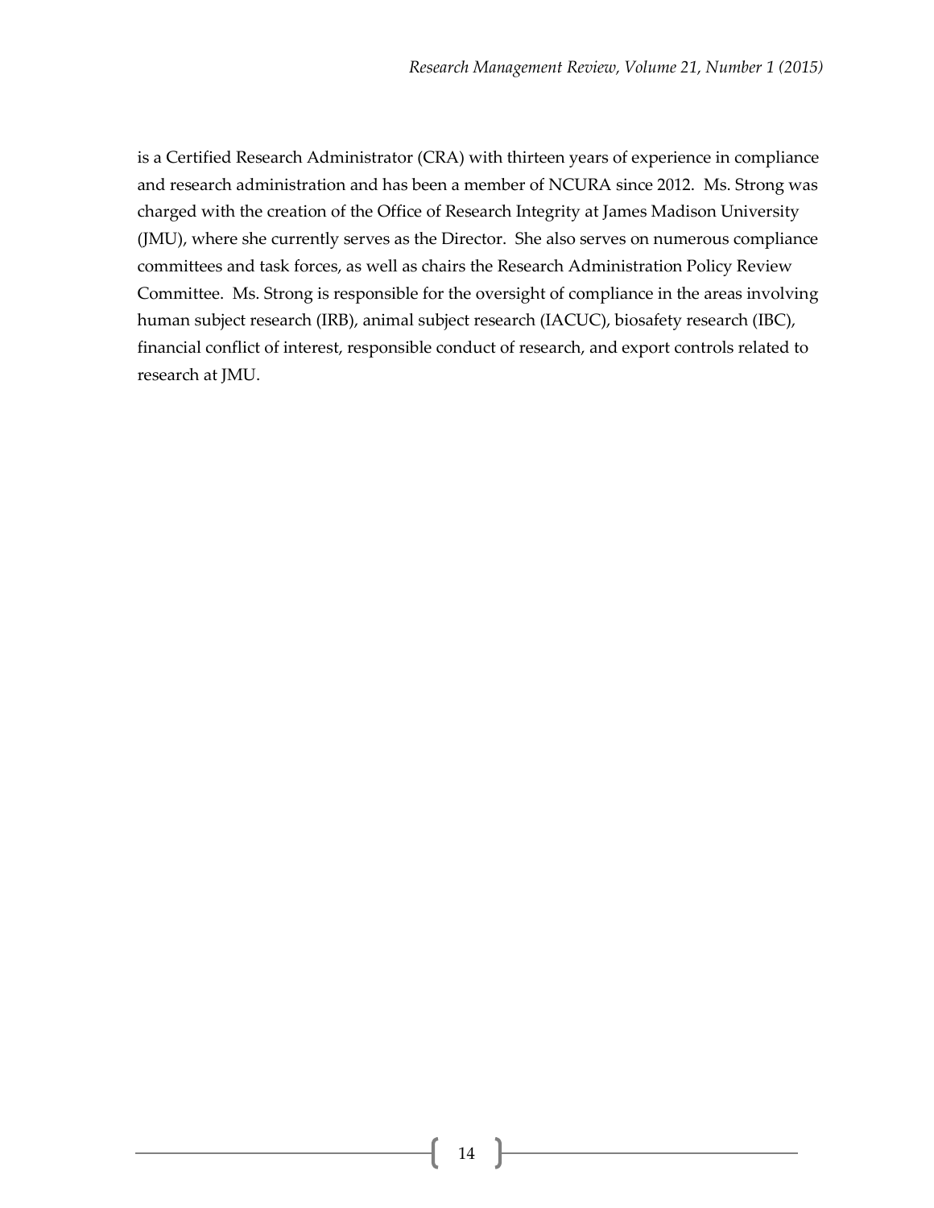is a Certified Research Administrator (CRA) with thirteen years of experience in compliance and research administration and has been a member of NCURA since 2012. Ms. Strong was charged with the creation of the Office of Research Integrity at James Madison University (JMU), where she currently serves as the Director. She also serves on numerous compliance committees and task forces, as well as chairs the Research Administration Policy Review Committee. Ms. Strong is responsible for the oversight of compliance in the areas involving human subject research (IRB), animal subject research (IACUC), biosafety research (IBC), financial conflict of interest, responsible conduct of research, and export controls related to research at JMU.